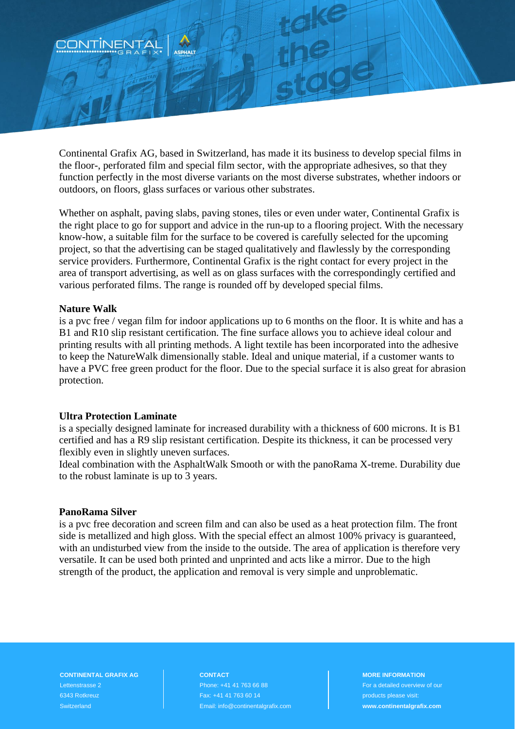Continental Grafix AG, based in Switzerland, has made it its business to develop special films in the floor-, perforated film and special film sector, with the appropriate adhesives, so that they function perfectly in the most diverse variants on the most diverse substrates, whether indoors or outdoors, on floors, glass surfaces or various other substrates.

Whether on asphalt, paving slabs, paving stones, tiles or even under water, Continental Grafix is the right place to go for support and advice in the run-up to a flooring project. With the necessary know-how, a suitable film for the surface to be covered is carefully selected for the upcoming project, so that the advertising can be staged qualitatively and flawlessly by the corresponding service providers. Furthermore, Continental Grafix is the right contact for every project in the area of transport advertising, as well as on glass surfaces with the correspondingly certified and various perforated films. The range is rounded off by developed special films.

**Nature Walk**

is a pvc free / vegan film for indoor applications up to 6 months on the floor. It is white and has a B1 and R10 slip resistant certification. The fine surface allows you to achieve ideal colour and printing results with all printing methods. A light textile has been incorporated into the adhesive to keep the NatureWalk dimensionally stable. Ideal and unique material, if a customer wants to have a PVC free green product for the floor. Due to the special surface it is also great for abrasion protection.

**Ultra Protection Laminate**

is a specially designed laminate for increased durability with a thickness of 600 microns. It is B1 certified and has a R9 slip resistant certification. Despite its thickness, it can be processed very flexibly even in slightly uneven surfaces.
Ideal combination with the AsphaltWalk Smooth or with the panoRama X-treme. Durability due to the robust laminate is up to 3 years.

**PanoRama Silver**

is a pvc free decoration and screen film and can also be used as a heat protection film. The front side is metallized and high gloss. With the special effect an almost 100% privacy is guaranteed, with an undisturbed view from the inside to the outside. The area of application is therefore very versatile. It can be used both printed and unprinted and acts like a mirror. Due to the high strength of the product, the application and removal is very simple and unproblematic.

**CONTINENTAL GRAFIX AG**
Lettenstrasse 2
6343 Rotkreuz
Switzerland

**CONTACT**
Phone: +41 41 763 66 88
Fax: +41 41 763 60 14
Email: info@continentalgrafix.com

**MORE INFORMATION**
For a detailed overview of our products please visit:
**www.continentalgrafix.com**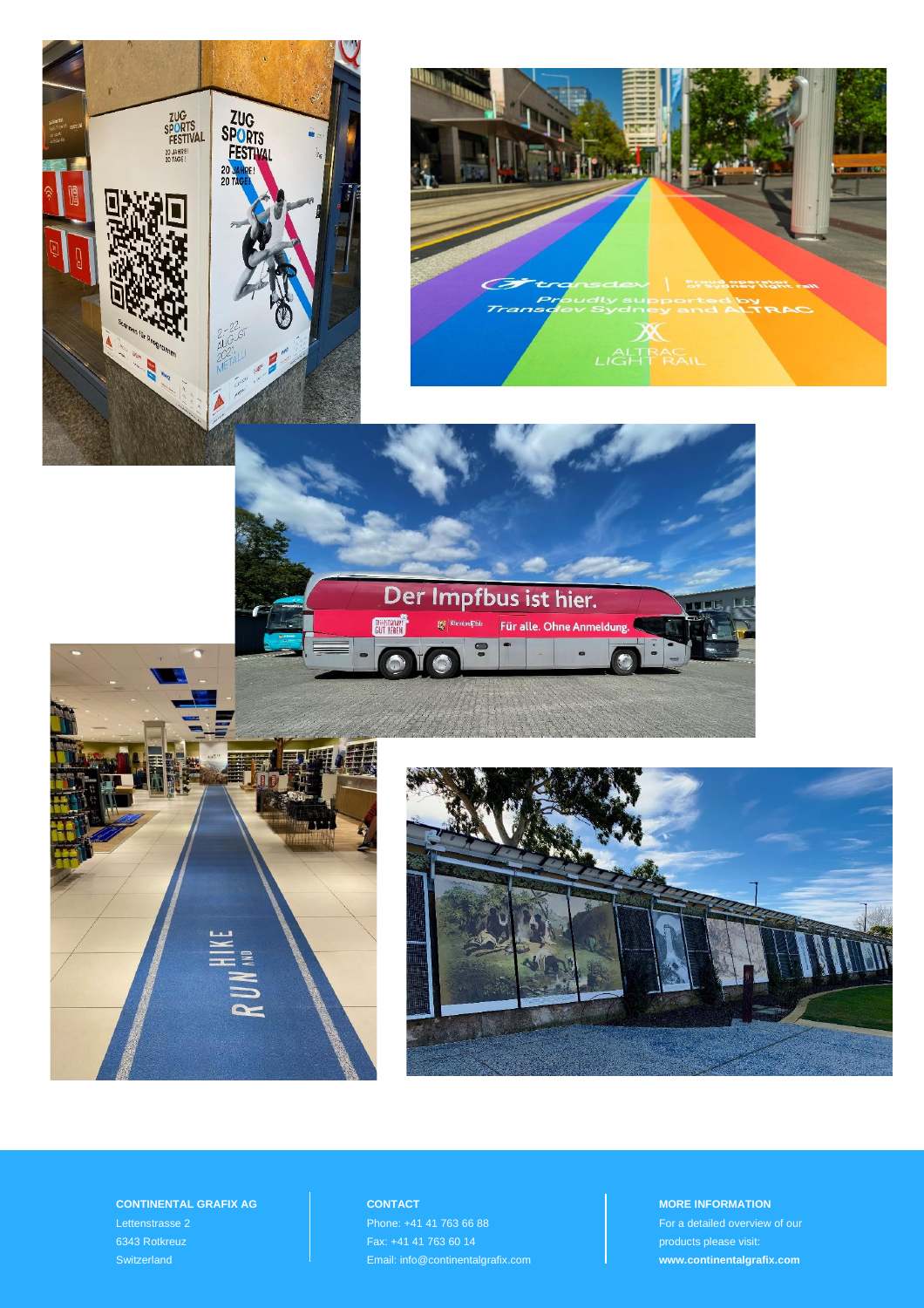**CONTINENTAL GRAFIX AG**
Lettenstrasse 2
6343 Rotkreuz
Switzerland

**CONTACT**
Phone: +41 41 763 66 88
Fax: +41 41 763 60 14
Email: info@continentalgrafix.com

**MORE INFORMATION**
For a detailed overview of our products please visit:
**www.continentalgrafix.com**